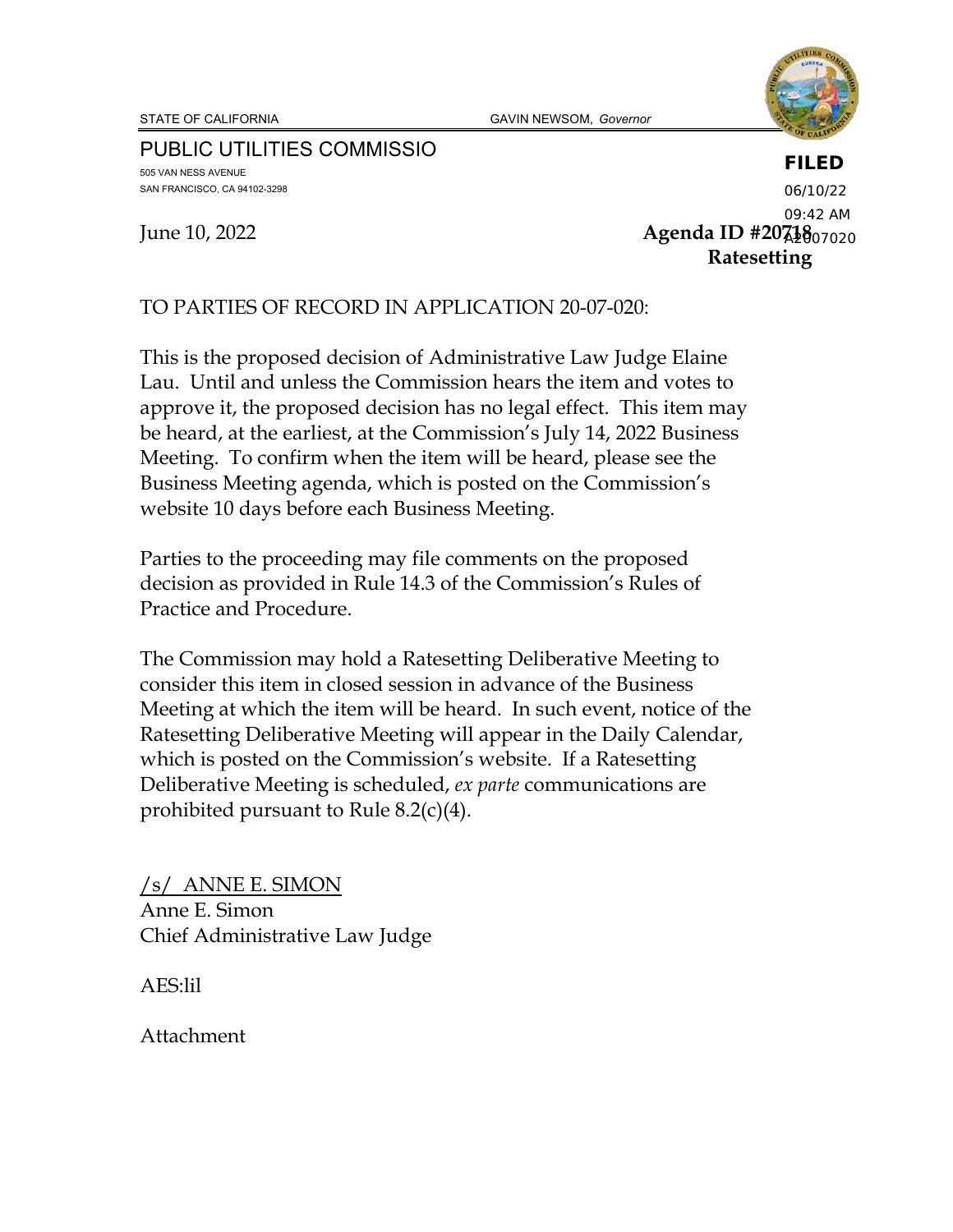STATE OF CALIFORNIA GAVIN NEWSOM, *Governor*

PUBLIC UTILITIES COMMISSIO

505 VAN NESS AVENUE
SAN FRANCISCO, CA 94102-3298

**FILED**
06/10/22
09:42 AM
A2007020

June 10, 2022

**Agenda ID #20718**
**Ratesetting**

TO PARTIES OF RECORD IN APPLICATION 20-07-020:

This is the proposed decision of Administrative Law Judge Elaine Lau. Until and unless the Commission hears the item and votes to approve it, the proposed decision has no legal effect. This item may be heard, at the earliest, at the Commission's July 14, 2022 Business Meeting. To confirm when the item will be heard, please see the Business Meeting agenda, which is posted on the Commission's website 10 days before each Business Meeting.

Parties to the proceeding may file comments on the proposed decision as provided in Rule 14.3 of the Commission's Rules of Practice and Procedure.

The Commission may hold a Ratesetting Deliberative Meeting to consider this item in closed session in advance of the Business Meeting at which the item will be heard. In such event, notice of the Ratesetting Deliberative Meeting will appear in the Daily Calendar, which is posted on the Commission's website. If a Ratesetting Deliberative Meeting is scheduled, *ex parte* communications are prohibited pursuant to Rule 8.2(c)(4).

/s/ ANNE E. SIMON
Anne E. Simon
Chief Administrative Law Judge

AES:lil

Attachment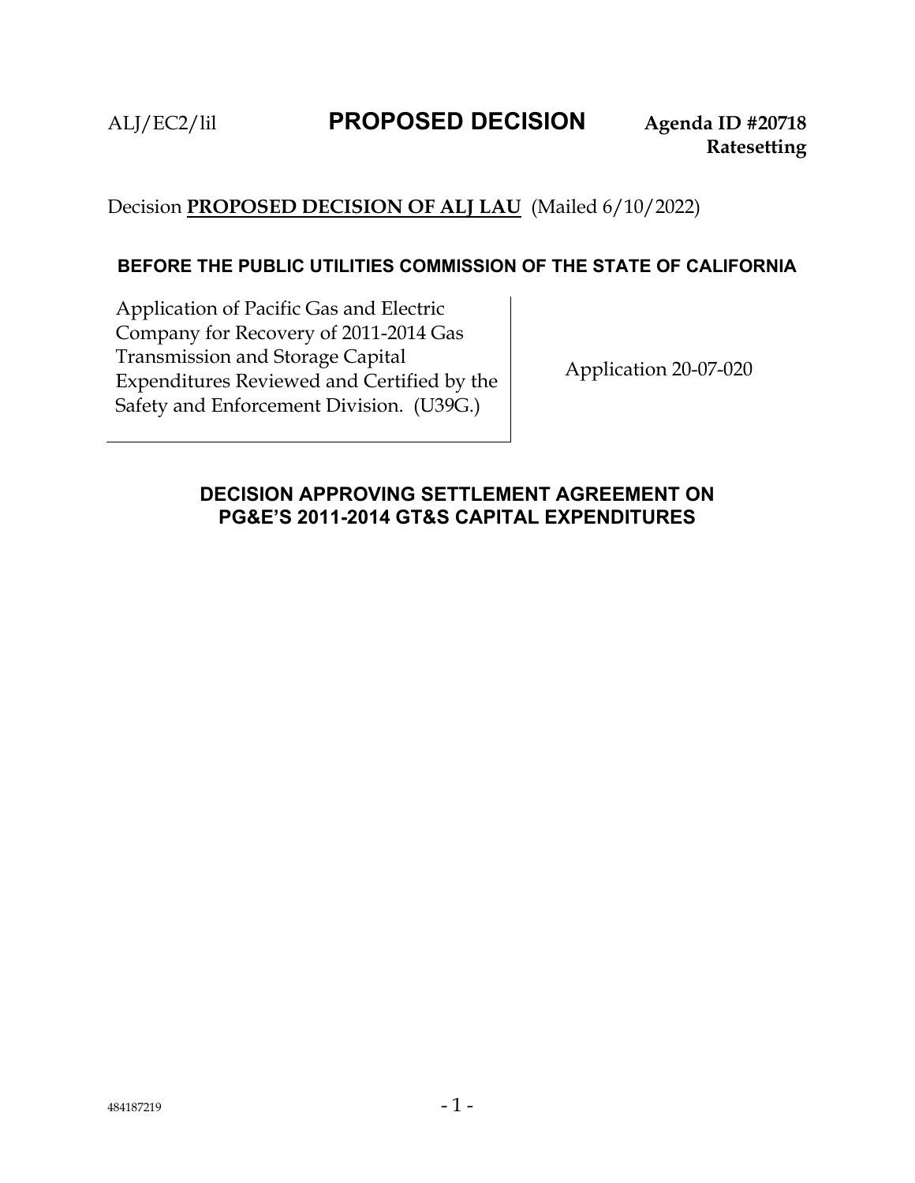ALJ/EC2/lil **PROPOSED DECISION** **Agenda ID #20718**
**Ratesetting**

Decision **PROPOSED DECISION OF ALJ LAU** (Mailed 6/10/2022)

**BEFORE THE PUBLIC UTILITIES COMMISSION OF THE STATE OF CALIFORNIA**

| | |
|---|---|
| Application of Pacific Gas and Electric Company for Recovery of 2011-2014 Gas Transmission and Storage Capital Expenditures Reviewed and Certified by the Safety and Enforcement Division. (U39G.) | Application 20-07-020 |

## DECISION APPROVING SETTLEMENT AGREEMENT ON PG&E'S 2011-2014 GT&S CAPITAL EXPENDITURES

484187219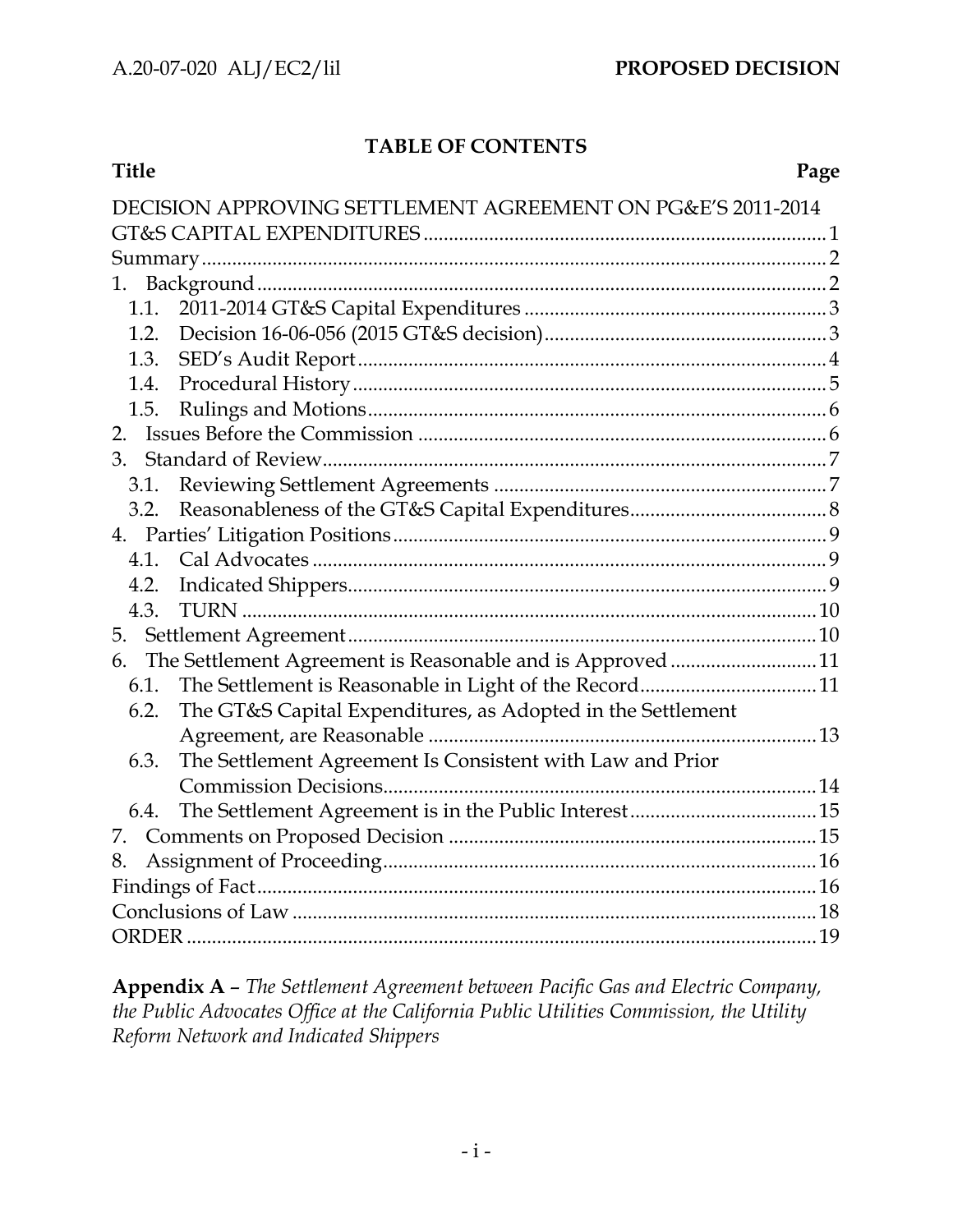## TABLE OF CONTENTS

| Title | Page |
|---|---|
| DECISION APPROVING SETTLEMENT AGREEMENT ON PG&E'S 2011-2014 GT&S CAPITAL EXPENDITURES | 1 |
| Summary | 2 |
| 1. Background | 2 |
| 1.1. 2011-2014 GT&S Capital Expenditures | 3 |
| 1.2. Decision 16-06-056 (2015 GT&S decision) | 3 |
| 1.3. SED's Audit Report | 4 |
| 1.4. Procedural History | 5 |
| 1.5. Rulings and Motions | 6 |
| 2. Issues Before the Commission | 6 |
| 3. Standard of Review | 7 |
| 3.1. Reviewing Settlement Agreements | 7 |
| 3.2. Reasonableness of the GT&S Capital Expenditures | 8 |
| 4. Parties' Litigation Positions | 9 |
| 4.1. Cal Advocates | 9 |
| 4.2. Indicated Shippers | 9 |
| 4.3. TURN | 10 |
| 5. Settlement Agreement | 10 |
| 6. The Settlement Agreement is Reasonable and is Approved | 11 |
| 6.1. The Settlement is Reasonable in Light of the Record | 11 |
| 6.2. The GT&S Capital Expenditures, as Adopted in the Settlement Agreement, are Reasonable | 13 |
| 6.3. The Settlement Agreement Is Consistent with Law and Prior Commission Decisions | 14 |
| 6.4. The Settlement Agreement is in the Public Interest | 15 |
| 7. Comments on Proposed Decision | 15 |
| 8. Assignment of Proceeding | 16 |
| Findings of Fact | 16 |
| Conclusions of Law | 18 |
| ORDER | 19 |

**Appendix A** – *The Settlement Agreement between Pacific Gas and Electric Company, the Public Advocates Office at the California Public Utilities Commission, the Utility Reform Network and Indicated Shippers*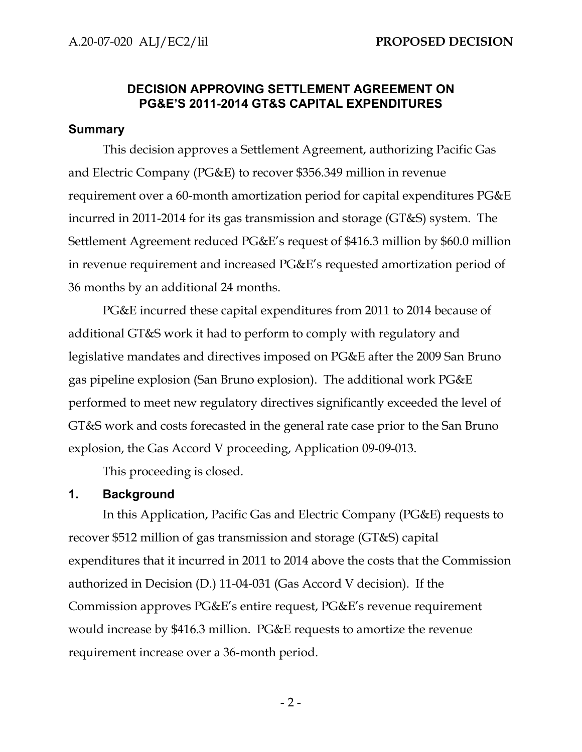# DECISION APPROVING SETTLEMENT AGREEMENT ON PG&E'S 2011-2014 GT&S CAPITAL EXPENDITURES

## Summary

This decision approves a Settlement Agreement, authorizing Pacific Gas and Electric Company (PG&E) to recover $356.349 million in revenue requirement over a 60-month amortization period for capital expenditures PG&E incurred in 2011-2014 for its gas transmission and storage (GT&S) system. The Settlement Agreement reduced PG&E's request of $416.3 million by $60.0 million in revenue requirement and increased PG&E's requested amortization period of 36 months by an additional 24 months.

PG&E incurred these capital expenditures from 2011 to 2014 because of additional GT&S work it had to perform to comply with regulatory and legislative mandates and directives imposed on PG&E after the 2009 San Bruno gas pipeline explosion (San Bruno explosion). The additional work PG&E performed to meet new regulatory directives significantly exceeded the level of GT&S work and costs forecasted in the general rate case prior to the San Bruno explosion, the Gas Accord V proceeding, Application 09-09-013.

This proceeding is closed.

## 1. Background

In this Application, Pacific Gas and Electric Company (PG&E) requests to recover $512 million of gas transmission and storage (GT&S) capital expenditures that it incurred in 2011 to 2014 above the costs that the Commission authorized in Decision (D.) 11-04-031 (Gas Accord V decision). If the Commission approves PG&E's entire request, PG&E's revenue requirement would increase by $416.3 million. PG&E requests to amortize the revenue requirement increase over a 36-month period.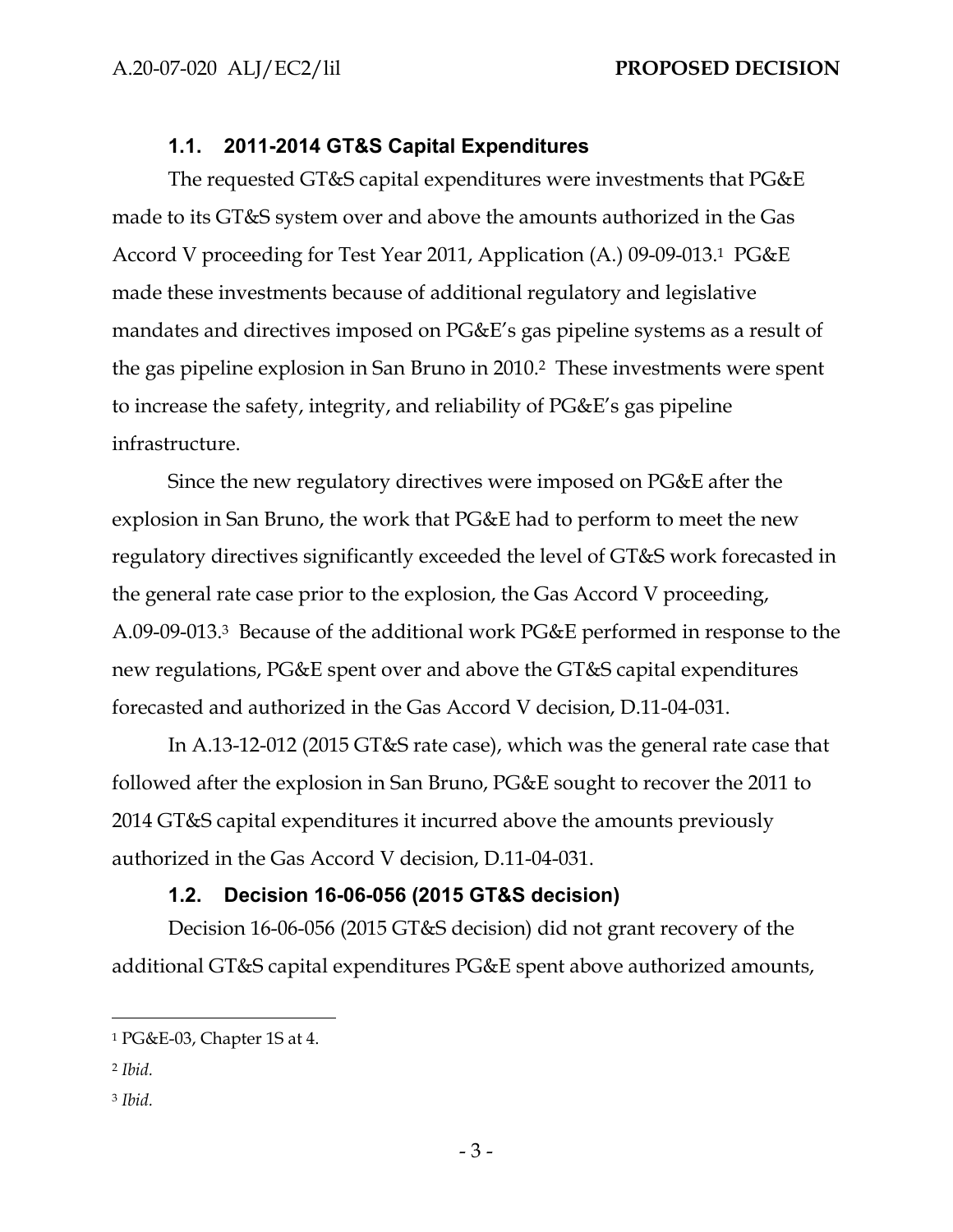### 1.1. 2011-2014 GT&S Capital Expenditures

The requested GT&S capital expenditures were investments that PG&E made to its GT&S system over and above the amounts authorized in the Gas Accord V proceeding for Test Year 2011, Application (A.) 09-09-013.[1] PG&E made these investments because of additional regulatory and legislative mandates and directives imposed on PG&E's gas pipeline systems as a result of the gas pipeline explosion in San Bruno in 2010.[2] These investments were spent to increase the safety, integrity, and reliability of PG&E's gas pipeline infrastructure.

Since the new regulatory directives were imposed on PG&E after the explosion in San Bruno, the work that PG&E had to perform to meet the new regulatory directives significantly exceeded the level of GT&S work forecasted in the general rate case prior to the explosion, the Gas Accord V proceeding, A.09-09-013.[3] Because of the additional work PG&E performed in response to the new regulations, PG&E spent over and above the GT&S capital expenditures forecasted and authorized in the Gas Accord V decision, D.11-04-031.

In A.13-12-012 (2015 GT&S rate case), which was the general rate case that followed after the explosion in San Bruno, PG&E sought to recover the 2011 to 2014 GT&S capital expenditures it incurred above the amounts previously authorized in the Gas Accord V decision, D.11-04-031.

### 1.2. Decision 16-06-056 (2015 GT&S decision)

Decision 16-06-056 (2015 GT&S decision) did not grant recovery of the additional GT&S capital expenditures PG&E spent above authorized amounts,

---

[1] PG&E-03, Chapter 1S at 4.

[2] *Ibid.*

[3] *Ibid.*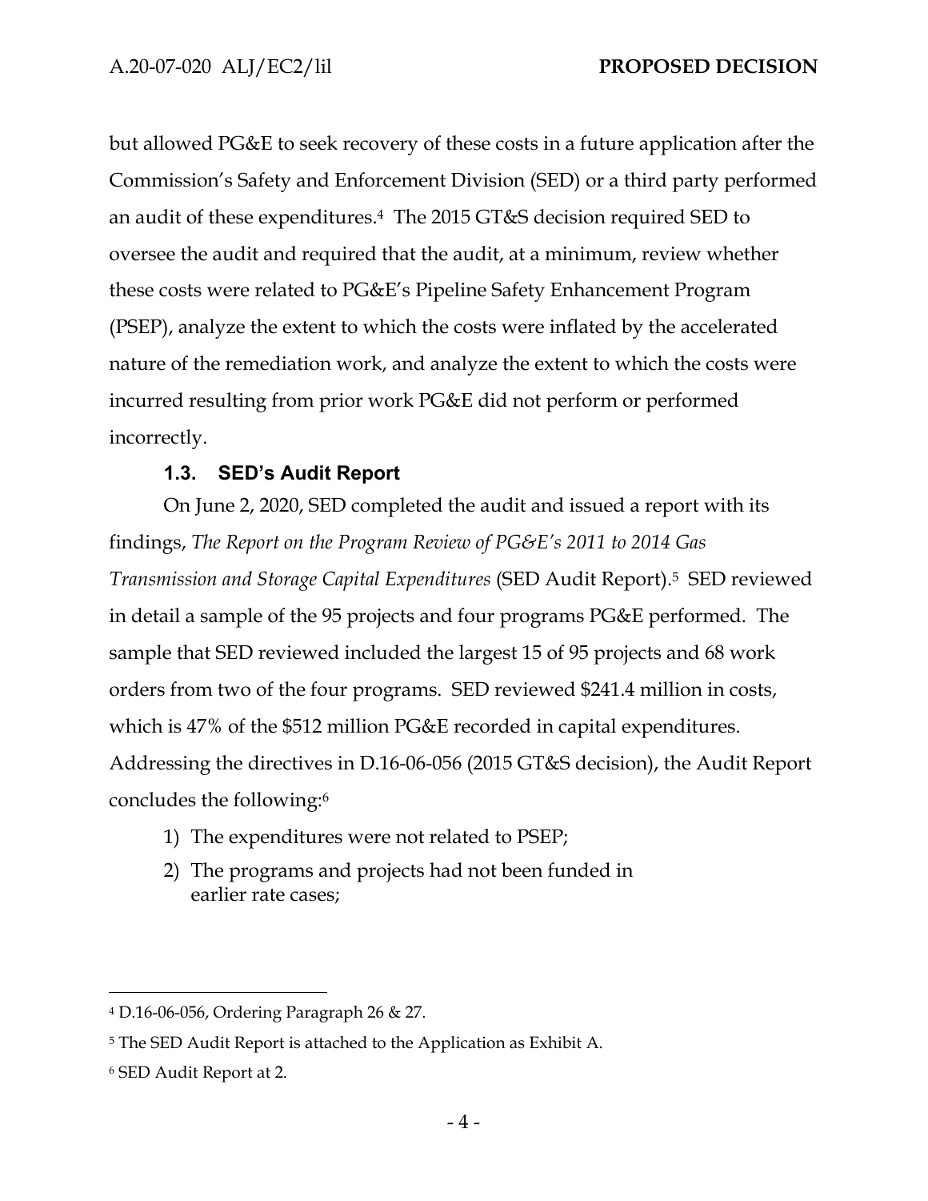but allowed PG&E to seek recovery of these costs in a future application after the Commission's Safety and Enforcement Division (SED) or a third party performed an audit of these expenditures.[4] The 2015 GT&S decision required SED to oversee the audit and required that the audit, at a minimum, review whether these costs were related to PG&E's Pipeline Safety Enhancement Program (PSEP), analyze the extent to which the costs were inflated by the accelerated nature of the remediation work, and analyze the extent to which the costs were incurred resulting from prior work PG&E did not perform or performed incorrectly.

### 1.3. SED's Audit Report

On June 2, 2020, SED completed the audit and issued a report with its findings, *The Report on the Program Review of PG&E's 2011 to 2014 Gas Transmission and Storage Capital Expenditures* (SED Audit Report).[5] SED reviewed in detail a sample of the 95 projects and four programs PG&E performed. The sample that SED reviewed included the largest 15 of 95 projects and 68 work orders from two of the four programs. SED reviewed $241.4 million in costs, which is 47% of the $512 million PG&E recorded in capital expenditures. Addressing the directives in D.16-06-056 (2015 GT&S decision), the Audit Report concludes the following:[6]

1) The expenditures were not related to PSEP;
2) The programs and projects had not been funded in earlier rate cases;

---

[4] D.16-06-056, Ordering Paragraph 26 & 27.

[5] The SED Audit Report is attached to the Application as Exhibit A.

[6] SED Audit Report at 2.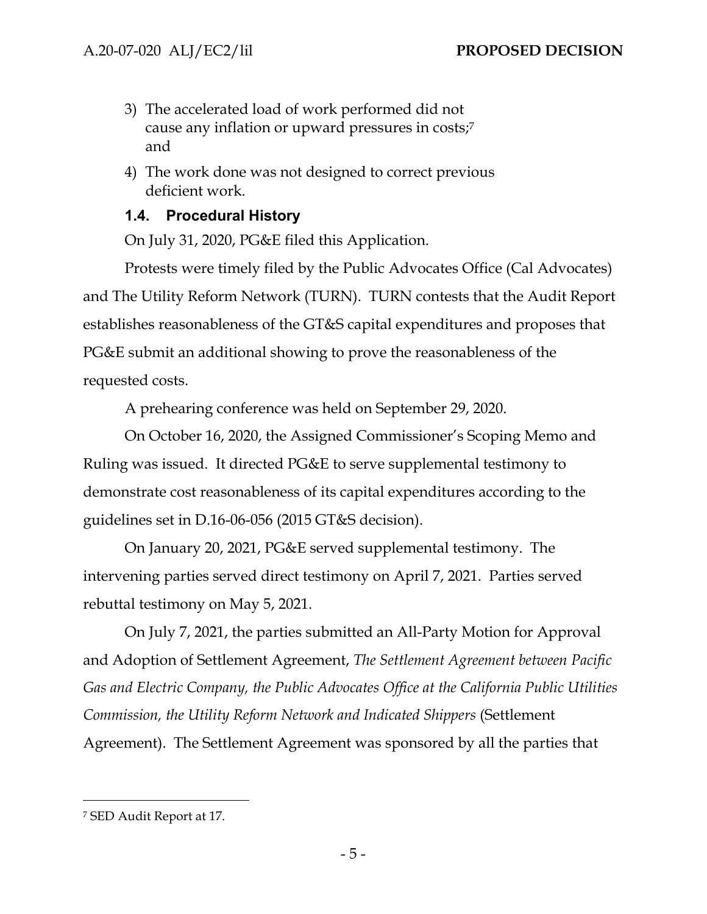3) The accelerated load of work performed did not cause any inflation or upward pressures in costs;[7] and

4) The work done was not designed to correct previous deficient work.

### 1.4. Procedural History

On July 31, 2020, PG&E filed this Application.

Protests were timely filed by the Public Advocates Office (Cal Advocates) and The Utility Reform Network (TURN). TURN contests that the Audit Report establishes reasonableness of the GT&S capital expenditures and proposes that PG&E submit an additional showing to prove the reasonableness of the requested costs.

A prehearing conference was held on September 29, 2020.

On October 16, 2020, the Assigned Commissioner's Scoping Memo and Ruling was issued. It directed PG&E to serve supplemental testimony to demonstrate cost reasonableness of its capital expenditures according to the guidelines set in D.16-06-056 (2015 GT&S decision).

On January 20, 2021, PG&E served supplemental testimony. The intervening parties served direct testimony on April 7, 2021. Parties served rebuttal testimony on May 5, 2021.

On July 7, 2021, the parties submitted an All-Party Motion for Approval and Adoption of Settlement Agreement, *The Settlement Agreement between Pacific Gas and Electric Company, the Public Advocates Office at the California Public Utilities Commission, the Utility Reform Network and Indicated Shippers* (Settlement Agreement). The Settlement Agreement was sponsored by all the parties that

---

[7] SED Audit Report at 17.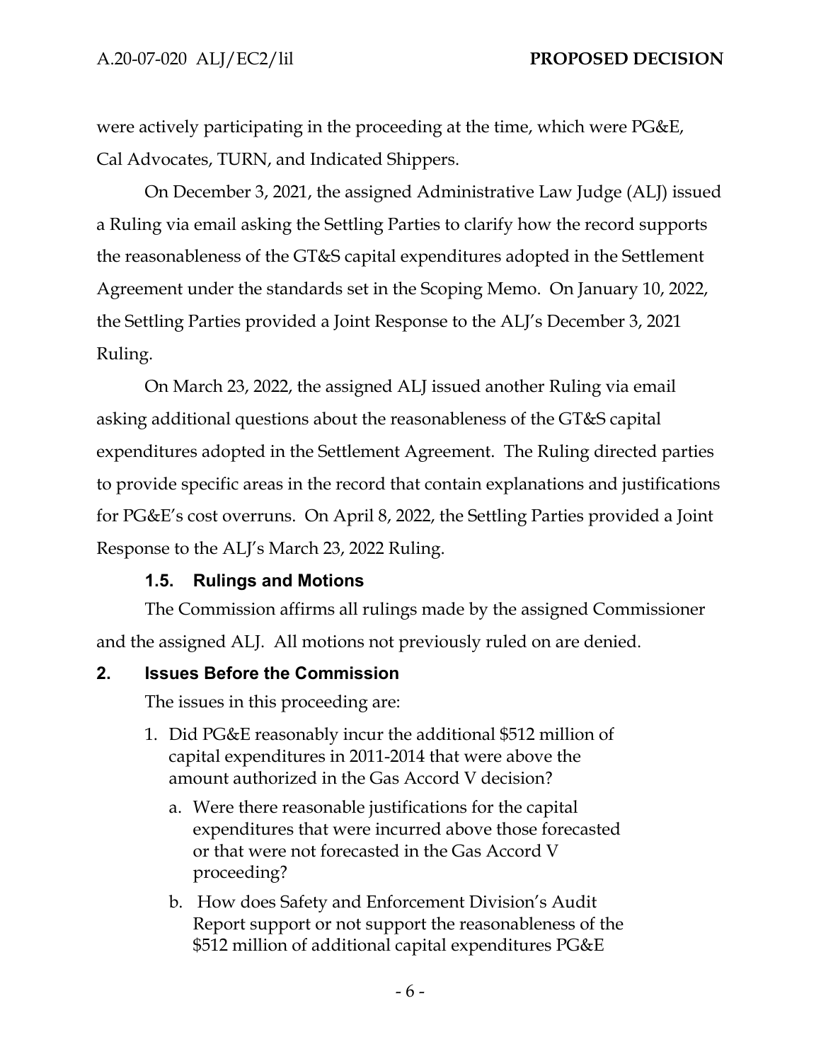were actively participating in the proceeding at the time, which were PG&E, Cal Advocates, TURN, and Indicated Shippers.

On December 3, 2021, the assigned Administrative Law Judge (ALJ) issued a Ruling via email asking the Settling Parties to clarify how the record supports the reasonableness of the GT&S capital expenditures adopted in the Settlement Agreement under the standards set in the Scoping Memo. On January 10, 2022, the Settling Parties provided a Joint Response to the ALJ's December 3, 2021 Ruling.

On March 23, 2022, the assigned ALJ issued another Ruling via email asking additional questions about the reasonableness of the GT&S capital expenditures adopted in the Settlement Agreement. The Ruling directed parties to provide specific areas in the record that contain explanations and justifications for PG&E's cost overruns. On April 8, 2022, the Settling Parties provided a Joint Response to the ALJ's March 23, 2022 Ruling.

### 1.5. Rulings and Motions

The Commission affirms all rulings made by the assigned Commissioner and the assigned ALJ. All motions not previously ruled on are denied.

## 2. Issues Before the Commission

The issues in this proceeding are:

1. Did PG&E reasonably incur the additional $512 million of capital expenditures in 2011-2014 that were above the amount authorized in the Gas Accord V decision?
   a. Were there reasonable justifications for the capital expenditures that were incurred above those forecasted or that were not forecasted in the Gas Accord V proceeding?
   b. How does Safety and Enforcement Division's Audit Report support or not support the reasonableness of the $512 million of additional capital expenditures PG&E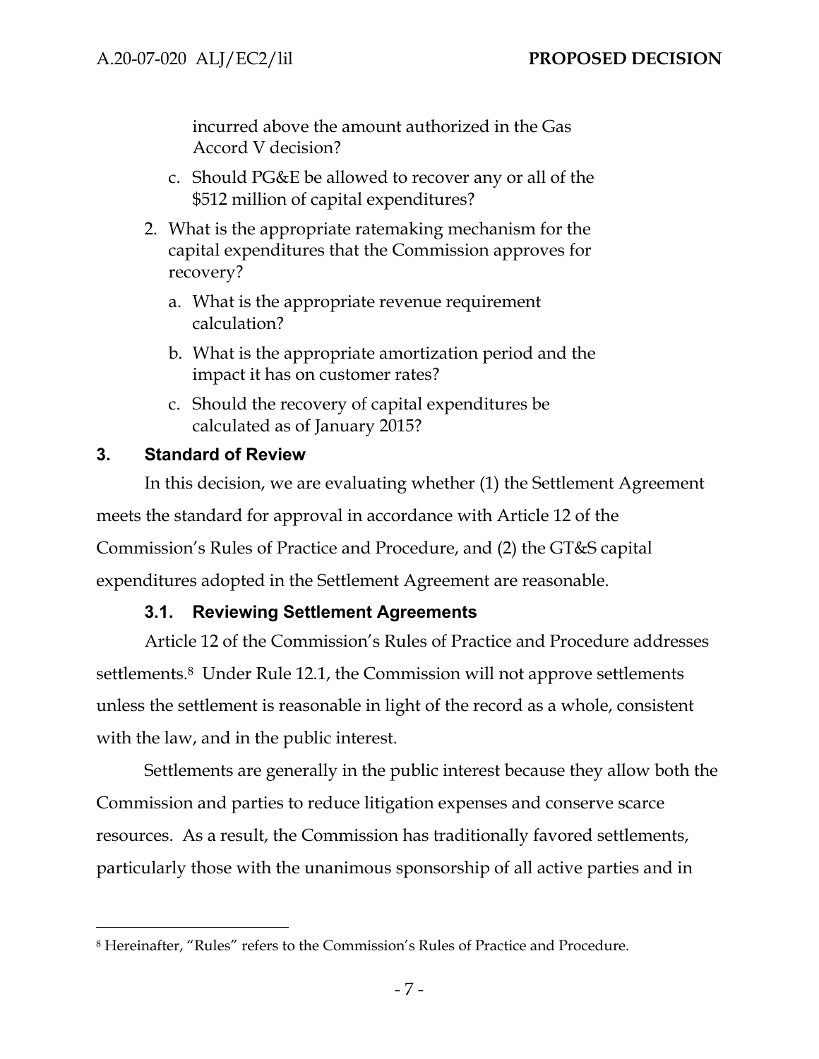incurred above the amount authorized in the Gas Accord V decision?

   c. Should PG&E be allowed to recover any or all of the $512 million of capital expenditures?

2. What is the appropriate ratemaking mechanism for the capital expenditures that the Commission approves for recovery?

   a. What is the appropriate revenue requirement calculation?

   b. What is the appropriate amortization period and the impact it has on customer rates?

   c. Should the recovery of capital expenditures be calculated as of January 2015?

## 3. Standard of Review

In this decision, we are evaluating whether (1) the Settlement Agreement meets the standard for approval in accordance with Article 12 of the Commission's Rules of Practice and Procedure, and (2) the GT&S capital expenditures adopted in the Settlement Agreement are reasonable.

### 3.1. Reviewing Settlement Agreements

Article 12 of the Commission's Rules of Practice and Procedure addresses settlements.[8] Under Rule 12.1, the Commission will not approve settlements unless the settlement is reasonable in light of the record as a whole, consistent with the law, and in the public interest.

Settlements are generally in the public interest because they allow both the Commission and parties to reduce litigation expenses and conserve scarce resources. As a result, the Commission has traditionally favored settlements, particularly those with the unanimous sponsorship of all active parties and in

---

[8] Hereinafter, "Rules" refers to the Commission's Rules of Practice and Procedure.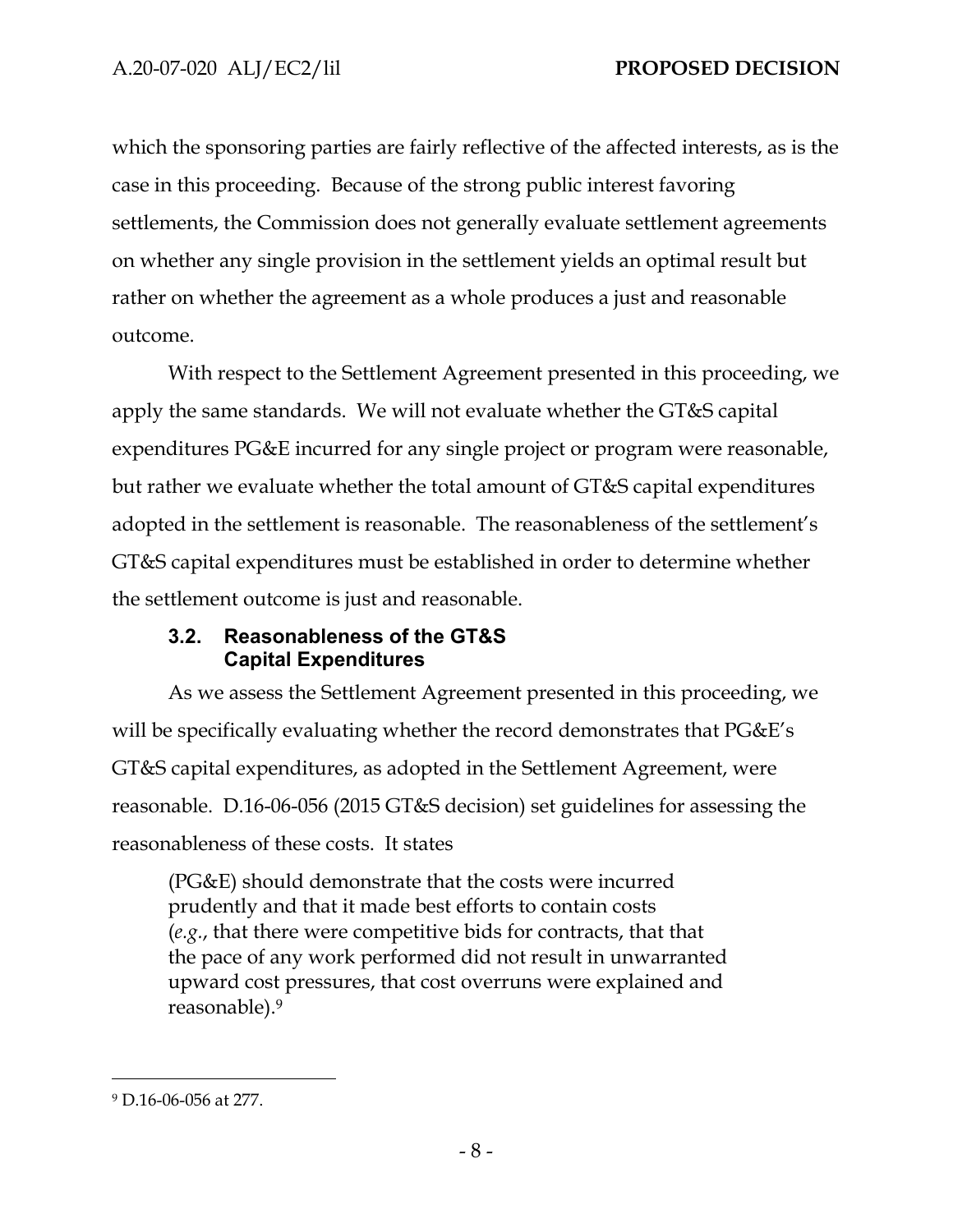which the sponsoring parties are fairly reflective of the affected interests, as is the case in this proceeding. Because of the strong public interest favoring settlements, the Commission does not generally evaluate settlement agreements on whether any single provision in the settlement yields an optimal result but rather on whether the agreement as a whole produces a just and reasonable outcome.

With respect to the Settlement Agreement presented in this proceeding, we apply the same standards. We will not evaluate whether the GT&S capital expenditures PG&E incurred for any single project or program were reasonable, but rather we evaluate whether the total amount of GT&S capital expenditures adopted in the settlement is reasonable. The reasonableness of the settlement's GT&S capital expenditures must be established in order to determine whether the settlement outcome is just and reasonable.

### 3.2. Reasonableness of the GT&S Capital Expenditures

As we assess the Settlement Agreement presented in this proceeding, we will be specifically evaluating whether the record demonstrates that PG&E's GT&S capital expenditures, as adopted in the Settlement Agreement, were reasonable. D.16-06-056 (2015 GT&S decision) set guidelines for assessing the reasonableness of these costs. It states

> (PG&E) should demonstrate that the costs were incurred prudently and that it made best efforts to contain costs (*e.g.*, that there were competitive bids for contracts, that that the pace of any work performed did not result in unwarranted upward cost pressures, that cost overruns were explained and reasonable).[9]

---

[9] D.16-06-056 at 277.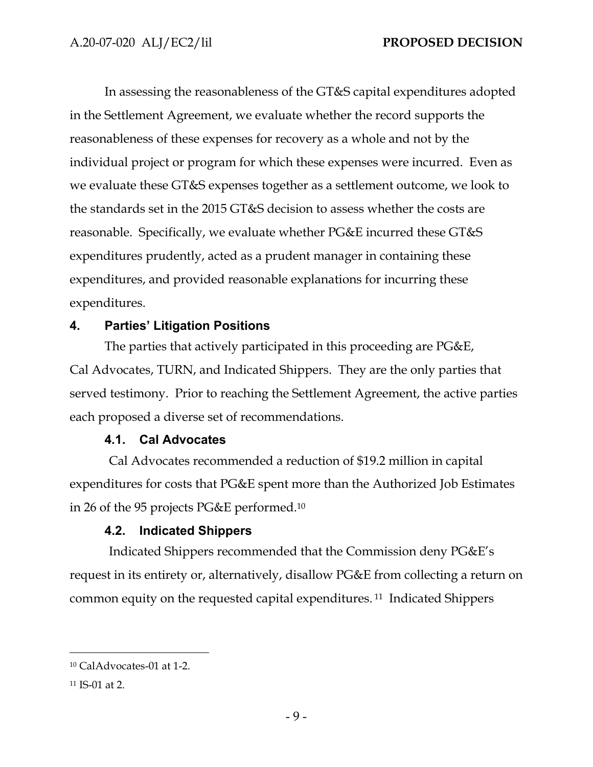In assessing the reasonableness of the GT&S capital expenditures adopted in the Settlement Agreement, we evaluate whether the record supports the reasonableness of these expenses for recovery as a whole and not by the individual project or program for which these expenses were incurred. Even as we evaluate these GT&S expenses together as a settlement outcome, we look to the standards set in the 2015 GT&S decision to assess whether the costs are reasonable. Specifically, we evaluate whether PG&E incurred these GT&S expenditures prudently, acted as a prudent manager in containing these expenditures, and provided reasonable explanations for incurring these expenditures.

## 4. Parties' Litigation Positions

The parties that actively participated in this proceeding are PG&E, Cal Advocates, TURN, and Indicated Shippers. They are the only parties that served testimony. Prior to reaching the Settlement Agreement, the active parties each proposed a diverse set of recommendations.

### 4.1. Cal Advocates

Cal Advocates recommended a reduction of $19.2 million in capital expenditures for costs that PG&E spent more than the Authorized Job Estimates in 26 of the 95 projects PG&E performed.[10]

### 4.2. Indicated Shippers

Indicated Shippers recommended that the Commission deny PG&E's request in its entirety or, alternatively, disallow PG&E from collecting a return on common equity on the requested capital expenditures.[11] Indicated Shippers

---

[10] CalAdvocates-01 at 1-2.

[11] IS-01 at 2.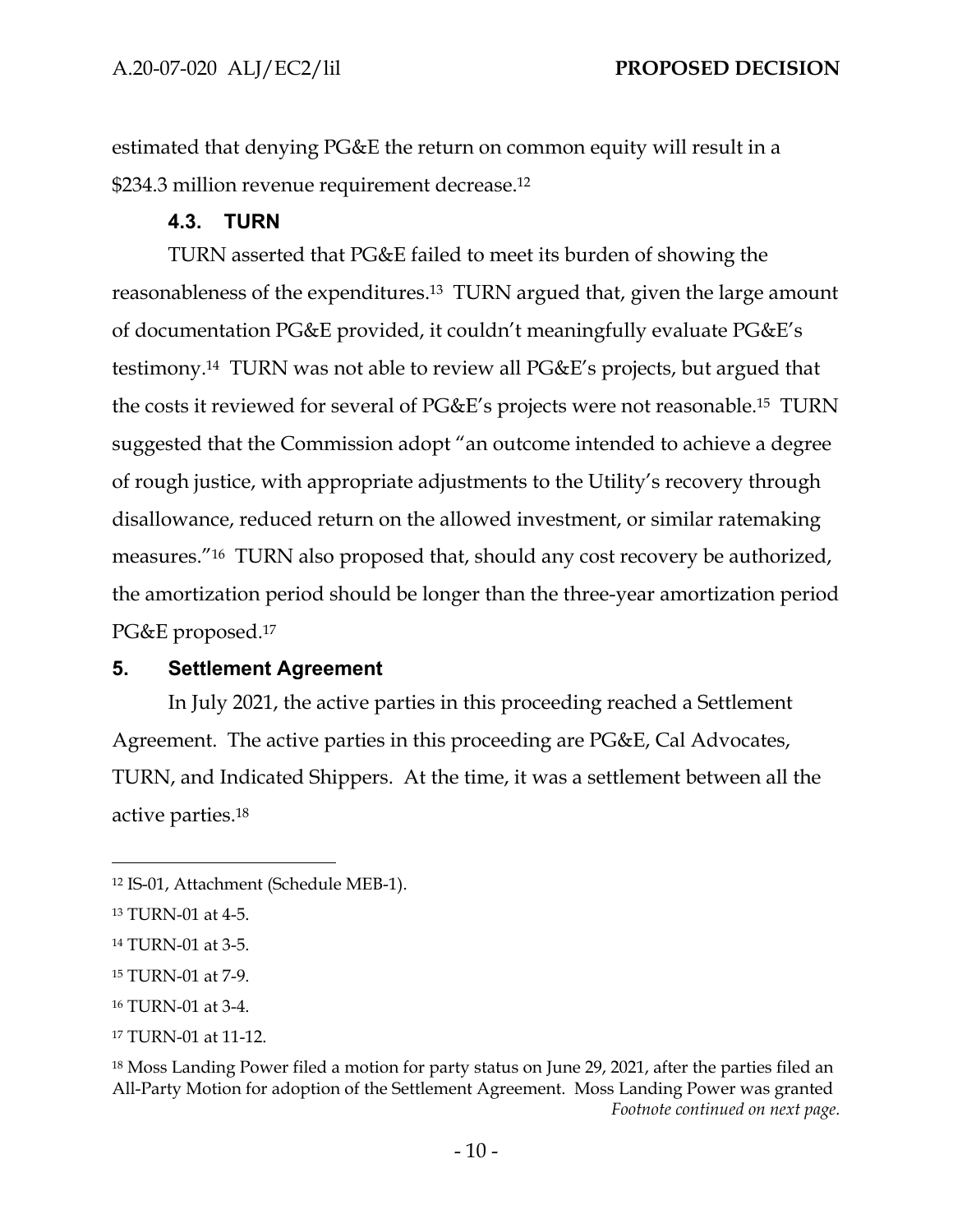estimated that denying PG&E the return on common equity will result in a $234.3 million revenue requirement decrease.[12]

### 4.3. TURN

TURN asserted that PG&E failed to meet its burden of showing the reasonableness of the expenditures.[13] TURN argued that, given the large amount of documentation PG&E provided, it couldn't meaningfully evaluate PG&E's testimony.[14] TURN was not able to review all PG&E's projects, but argued that the costs it reviewed for several of PG&E's projects were not reasonable.[15] TURN suggested that the Commission adopt "an outcome intended to achieve a degree of rough justice, with appropriate adjustments to the Utility's recovery through disallowance, reduced return on the allowed investment, or similar ratemaking measures."[16] TURN also proposed that, should any cost recovery be authorized, the amortization period should be longer than the three-year amortization period PG&E proposed.[17]

## 5. Settlement Agreement

In July 2021, the active parties in this proceeding reached a Settlement Agreement. The active parties in this proceeding are PG&E, Cal Advocates, TURN, and Indicated Shippers. At the time, it was a settlement between all the active parties.[18]

---

[12] IS-01, Attachment (Schedule MEB-1).

[13] TURN-01 at 4-5.

[14] TURN-01 at 3-5.

[15] TURN-01 at 7-9.

[16] TURN-01 at 3-4.

[17] TURN-01 at 11-12.

[18] Moss Landing Power filed a motion for party status on June 29, 2021, after the parties filed an All-Party Motion for adoption of the Settlement Agreement. Moss Landing Power was granted

*Footnote continued on next page.*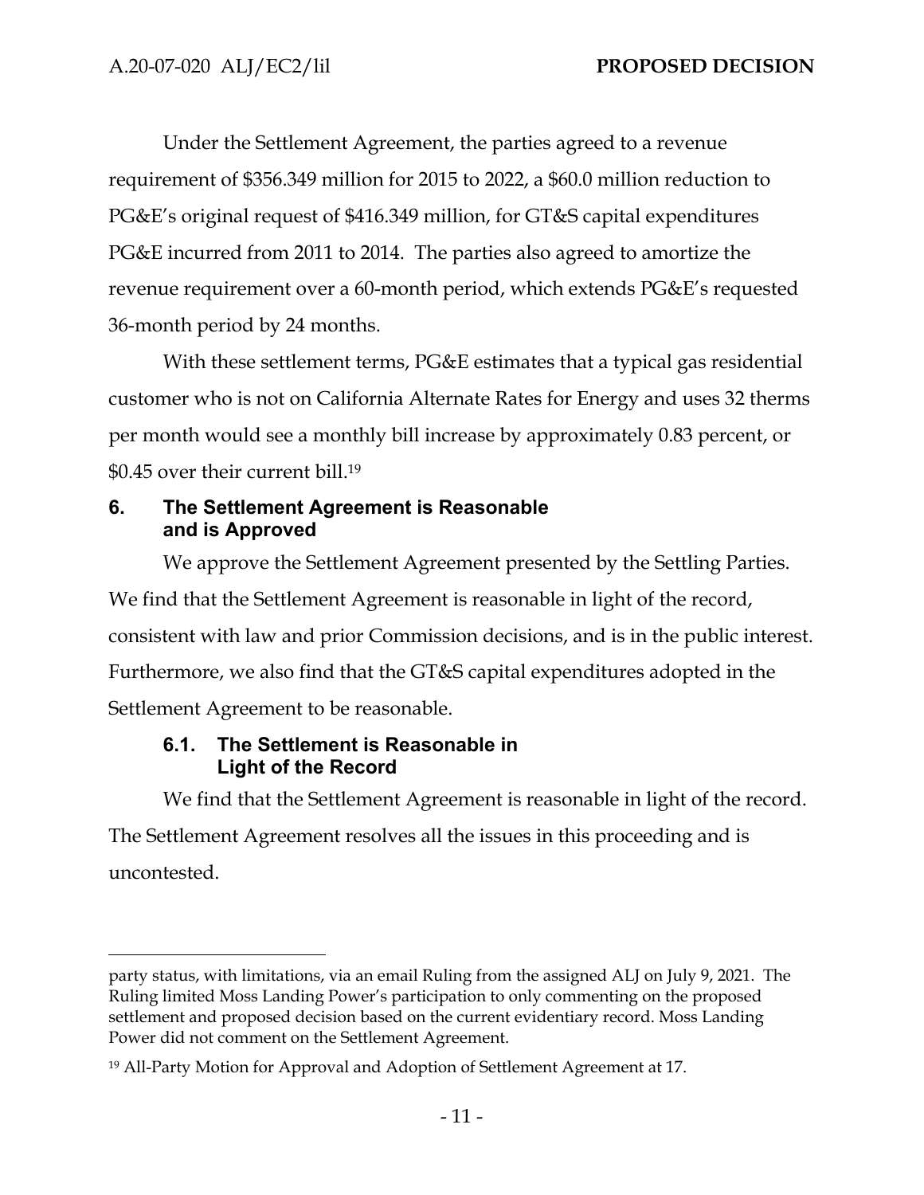Under the Settlement Agreement, the parties agreed to a revenue requirement of $356.349 million for 2015 to 2022, a $60.0 million reduction to PG&E's original request of $416.349 million, for GT&S capital expenditures PG&E incurred from 2011 to 2014. The parties also agreed to amortize the revenue requirement over a 60-month period, which extends PG&E's requested 36-month period by 24 months.

With these settlement terms, PG&E estimates that a typical gas residential customer who is not on California Alternate Rates for Energy and uses 32 therms per month would see a monthly bill increase by approximately 0.83 percent, or $0.45 over their current bill.[19]

## 6. The Settlement Agreement is Reasonable and is Approved

We approve the Settlement Agreement presented by the Settling Parties. We find that the Settlement Agreement is reasonable in light of the record, consistent with law and prior Commission decisions, and is in the public interest. Furthermore, we also find that the GT&S capital expenditures adopted in the Settlement Agreement to be reasonable.

### 6.1. The Settlement is Reasonable in Light of the Record

We find that the Settlement Agreement is reasonable in light of the record. The Settlement Agreement resolves all the issues in this proceeding and is uncontested.

---

party status, with limitations, via an email Ruling from the assigned ALJ on July 9, 2021. The Ruling limited Moss Landing Power's participation to only commenting on the proposed settlement and proposed decision based on the current evidentiary record. Moss Landing Power did not comment on the Settlement Agreement.

[19] All-Party Motion for Approval and Adoption of Settlement Agreement at 17.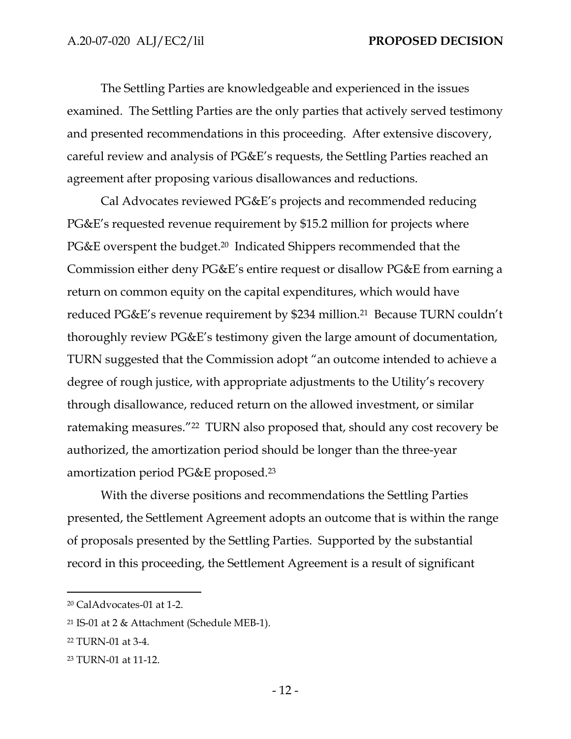The Settling Parties are knowledgeable and experienced in the issues examined. The Settling Parties are the only parties that actively served testimony and presented recommendations in this proceeding. After extensive discovery, careful review and analysis of PG&E's requests, the Settling Parties reached an agreement after proposing various disallowances and reductions.

Cal Advocates reviewed PG&E's projects and recommended reducing PG&E's requested revenue requirement by $15.2 million for projects where PG&E overspent the budget.[20] Indicated Shippers recommended that the Commission either deny PG&E's entire request or disallow PG&E from earning a return on common equity on the capital expenditures, which would have reduced PG&E's revenue requirement by $234 million.[21] Because TURN couldn't thoroughly review PG&E's testimony given the large amount of documentation, TURN suggested that the Commission adopt "an outcome intended to achieve a degree of rough justice, with appropriate adjustments to the Utility's recovery through disallowance, reduced return on the allowed investment, or similar ratemaking measures."[22] TURN also proposed that, should any cost recovery be authorized, the amortization period should be longer than the three-year amortization period PG&E proposed.[23]

With the diverse positions and recommendations the Settling Parties presented, the Settlement Agreement adopts an outcome that is within the range of proposals presented by the Settling Parties. Supported by the substantial record in this proceeding, the Settlement Agreement is a result of significant

---

[20] CalAdvocates-01 at 1-2.

[21] IS-01 at 2 & Attachment (Schedule MEB-1).

[22] TURN-01 at 3-4.

[23] TURN-01 at 11-12.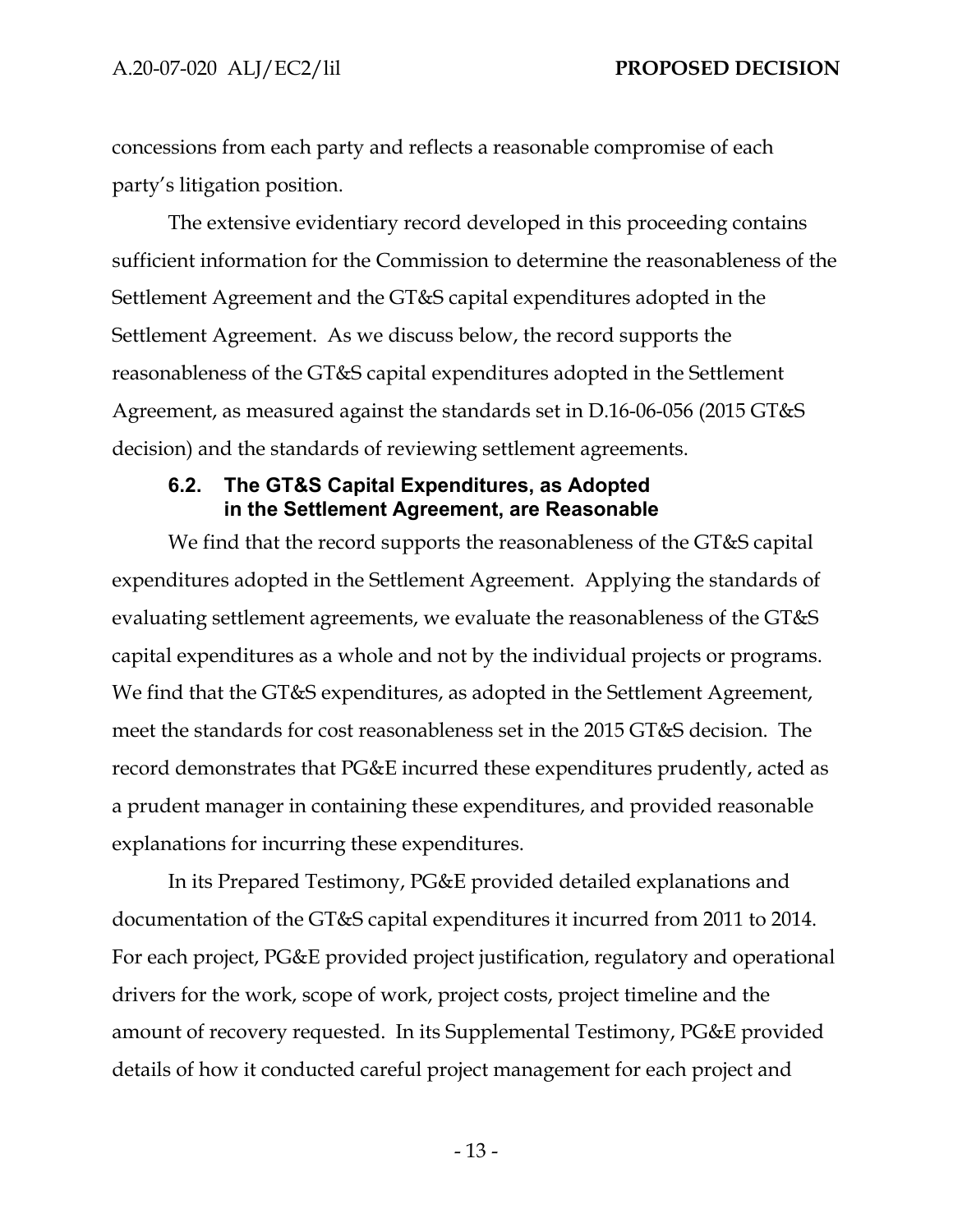concessions from each party and reflects a reasonable compromise of each party's litigation position.

The extensive evidentiary record developed in this proceeding contains sufficient information for the Commission to determine the reasonableness of the Settlement Agreement and the GT&S capital expenditures adopted in the Settlement Agreement. As we discuss below, the record supports the reasonableness of the GT&S capital expenditures adopted in the Settlement Agreement, as measured against the standards set in D.16-06-056 (2015 GT&S decision) and the standards of reviewing settlement agreements.

### 6.2. The GT&S Capital Expenditures, as Adopted in the Settlement Agreement, are Reasonable

We find that the record supports the reasonableness of the GT&S capital expenditures adopted in the Settlement Agreement. Applying the standards of evaluating settlement agreements, we evaluate the reasonableness of the GT&S capital expenditures as a whole and not by the individual projects or programs. We find that the GT&S expenditures, as adopted in the Settlement Agreement, meet the standards for cost reasonableness set in the 2015 GT&S decision. The record demonstrates that PG&E incurred these expenditures prudently, acted as a prudent manager in containing these expenditures, and provided reasonable explanations for incurring these expenditures.

In its Prepared Testimony, PG&E provided detailed explanations and documentation of the GT&S capital expenditures it incurred from 2011 to 2014. For each project, PG&E provided project justification, regulatory and operational drivers for the work, scope of work, project costs, project timeline and the amount of recovery requested. In its Supplemental Testimony, PG&E provided details of how it conducted careful project management for each project and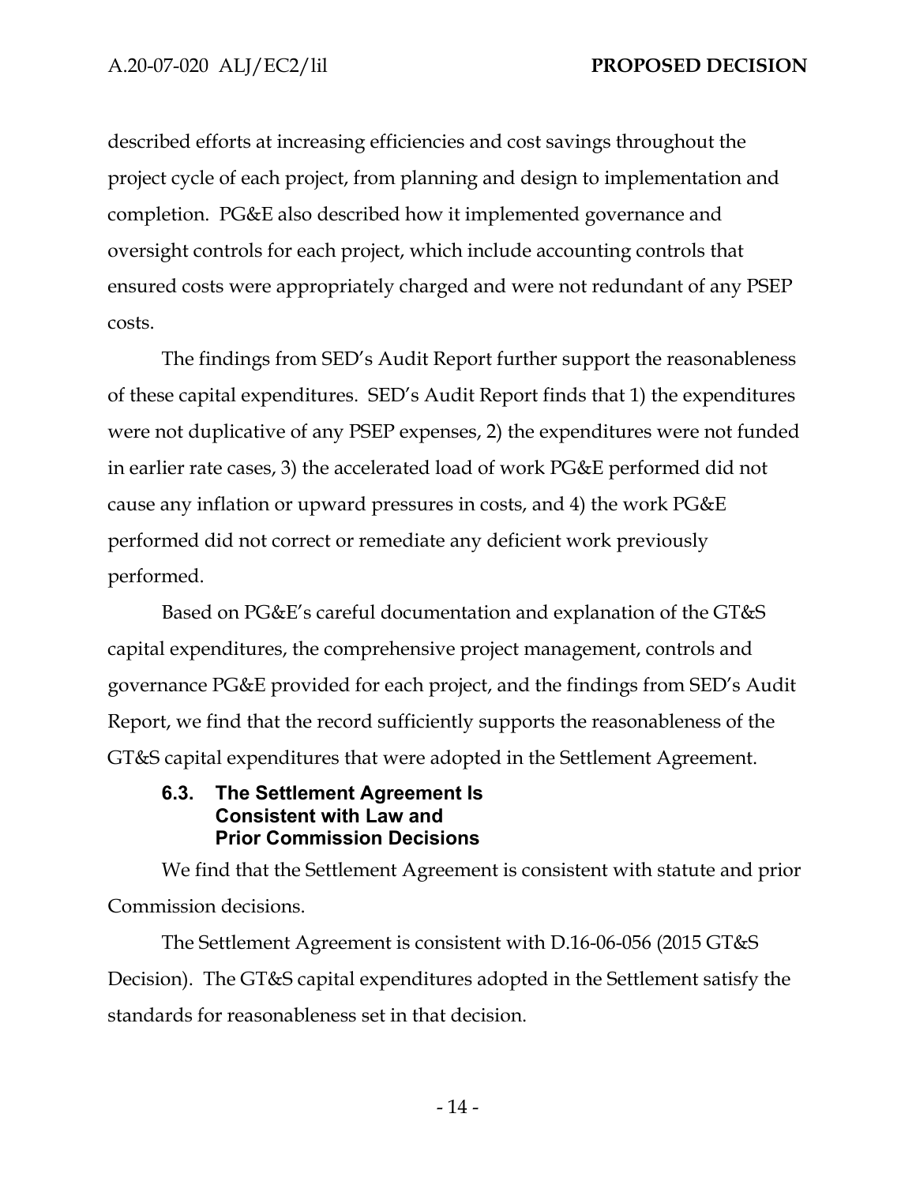described efforts at increasing efficiencies and cost savings throughout the project cycle of each project, from planning and design to implementation and completion. PG&E also described how it implemented governance and oversight controls for each project, which include accounting controls that ensured costs were appropriately charged and were not redundant of any PSEP costs.

The findings from SED's Audit Report further support the reasonableness of these capital expenditures. SED's Audit Report finds that 1) the expenditures were not duplicative of any PSEP expenses, 2) the expenditures were not funded in earlier rate cases, 3) the accelerated load of work PG&E performed did not cause any inflation or upward pressures in costs, and 4) the work PG&E performed did not correct or remediate any deficient work previously performed.

Based on PG&E's careful documentation and explanation of the GT&S capital expenditures, the comprehensive project management, controls and governance PG&E provided for each project, and the findings from SED's Audit Report, we find that the record sufficiently supports the reasonableness of the GT&S capital expenditures that were adopted in the Settlement Agreement.

### 6.3. The Settlement Agreement Is Consistent with Law and Prior Commission Decisions

We find that the Settlement Agreement is consistent with statute and prior Commission decisions.

The Settlement Agreement is consistent with D.16-06-056 (2015 GT&S Decision). The GT&S capital expenditures adopted in the Settlement satisfy the standards for reasonableness set in that decision.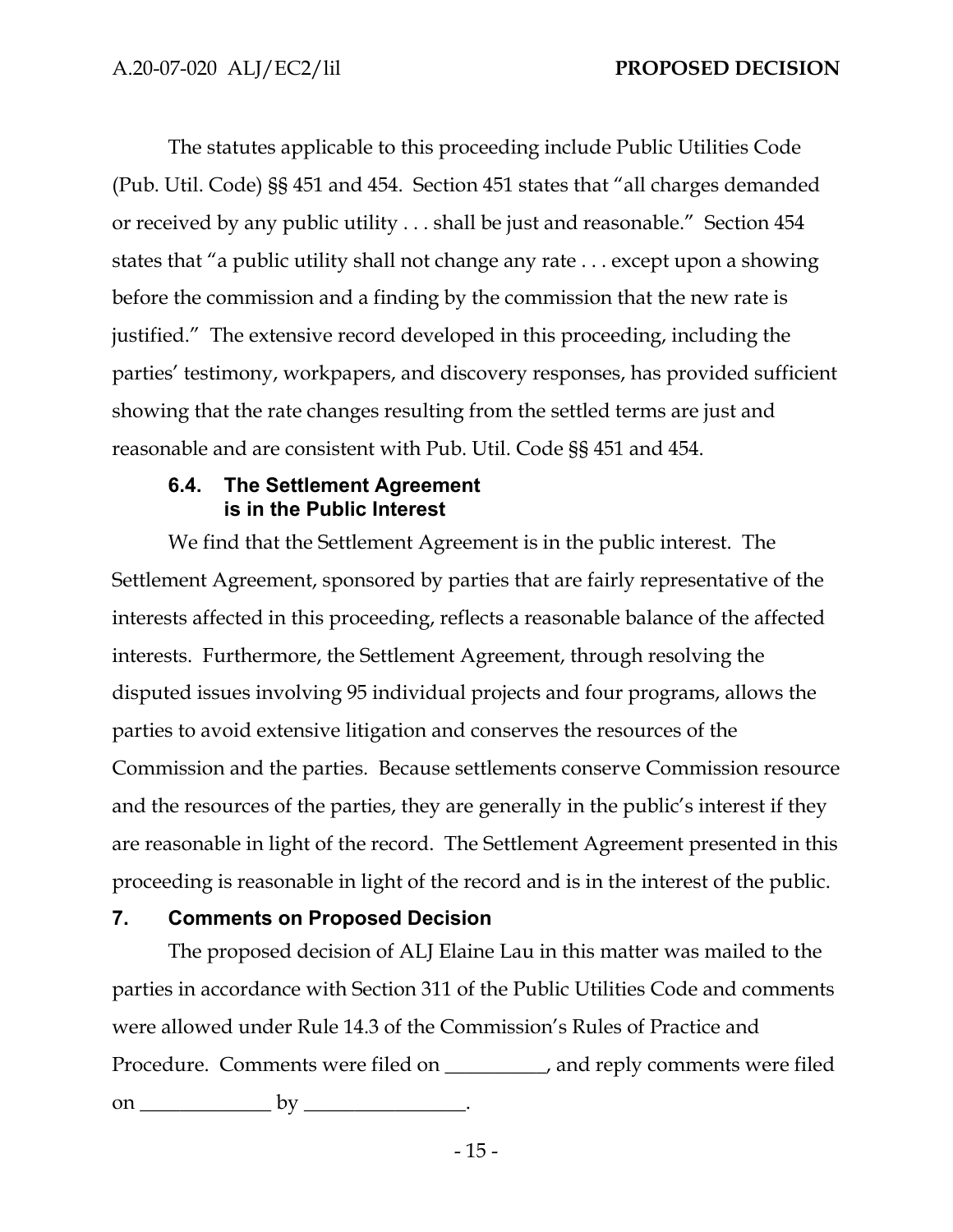The statutes applicable to this proceeding include Public Utilities Code (Pub. Util. Code) §§ 451 and 454. Section 451 states that "all charges demanded or received by any public utility . . . shall be just and reasonable." Section 454 states that "a public utility shall not change any rate . . . except upon a showing before the commission and a finding by the commission that the new rate is justified." The extensive record developed in this proceeding, including the parties' testimony, workpapers, and discovery responses, has provided sufficient showing that the rate changes resulting from the settled terms are just and reasonable and are consistent with Pub. Util. Code §§ 451 and 454.

### 6.4. The Settlement Agreement is in the Public Interest

We find that the Settlement Agreement is in the public interest. The Settlement Agreement, sponsored by parties that are fairly representative of the interests affected in this proceeding, reflects a reasonable balance of the affected interests. Furthermore, the Settlement Agreement, through resolving the disputed issues involving 95 individual projects and four programs, allows the parties to avoid extensive litigation and conserves the resources of the Commission and the parties. Because settlements conserve Commission resource and the resources of the parties, they are generally in the public's interest if they are reasonable in light of the record. The Settlement Agreement presented in this proceeding is reasonable in light of the record and is in the interest of the public.

## 7. Comments on Proposed Decision

The proposed decision of ALJ Elaine Lau in this matter was mailed to the parties in accordance with Section 311 of the Public Utilities Code and comments were allowed under Rule 14.3 of the Commission's Rules of Practice and Procedure. Comments were filed on __________, and reply comments were filed on _____________ by ________________.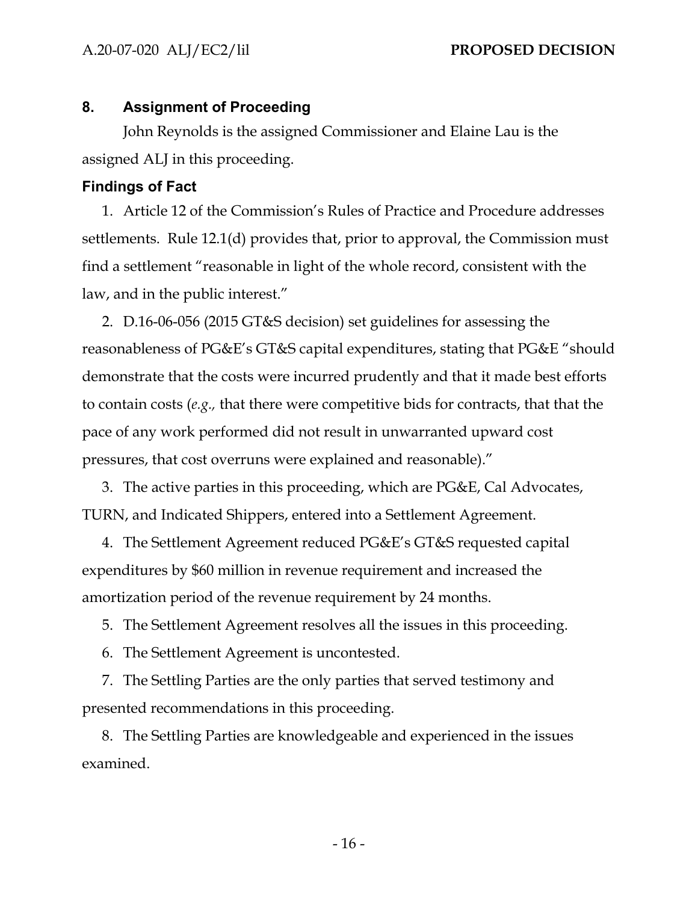## 8. Assignment of Proceeding

John Reynolds is the assigned Commissioner and Elaine Lau is the assigned ALJ in this proceeding.

## Findings of Fact

1. Article 12 of the Commission's Rules of Practice and Procedure addresses settlements. Rule 12.1(d) provides that, prior to approval, the Commission must find a settlement "reasonable in light of the whole record, consistent with the law, and in the public interest."

2. D.16-06-056 (2015 GT&S decision) set guidelines for assessing the reasonableness of PG&E's GT&S capital expenditures, stating that PG&E "should demonstrate that the costs were incurred prudently and that it made best efforts to contain costs (*e.g.,* that there were competitive bids for contracts, that that the pace of any work performed did not result in unwarranted upward cost pressures, that cost overruns were explained and reasonable)."

3. The active parties in this proceeding, which are PG&E, Cal Advocates, TURN, and Indicated Shippers, entered into a Settlement Agreement.

4. The Settlement Agreement reduced PG&E's GT&S requested capital expenditures by $60 million in revenue requirement and increased the amortization period of the revenue requirement by 24 months.

5. The Settlement Agreement resolves all the issues in this proceeding.

6. The Settlement Agreement is uncontested.

7. The Settling Parties are the only parties that served testimony and presented recommendations in this proceeding.

8. The Settling Parties are knowledgeable and experienced in the issues examined.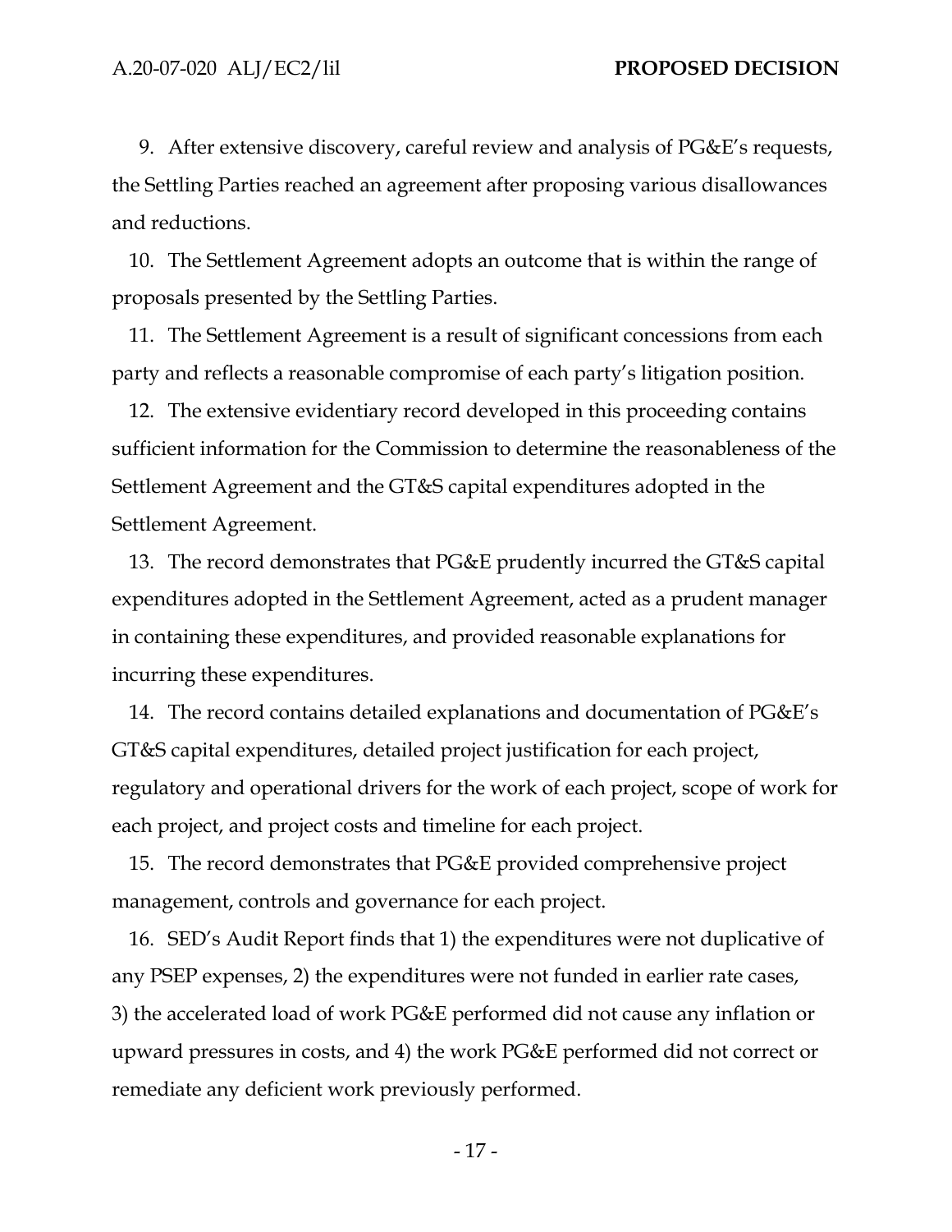9. After extensive discovery, careful review and analysis of PG&E's requests, the Settling Parties reached an agreement after proposing various disallowances and reductions.

10. The Settlement Agreement adopts an outcome that is within the range of proposals presented by the Settling Parties.

11. The Settlement Agreement is a result of significant concessions from each party and reflects a reasonable compromise of each party's litigation position.

12. The extensive evidentiary record developed in this proceeding contains sufficient information for the Commission to determine the reasonableness of the Settlement Agreement and the GT&S capital expenditures adopted in the Settlement Agreement.

13. The record demonstrates that PG&E prudently incurred the GT&S capital expenditures adopted in the Settlement Agreement, acted as a prudent manager in containing these expenditures, and provided reasonable explanations for incurring these expenditures.

14. The record contains detailed explanations and documentation of PG&E's GT&S capital expenditures, detailed project justification for each project, regulatory and operational drivers for the work of each project, scope of work for each project, and project costs and timeline for each project.

15. The record demonstrates that PG&E provided comprehensive project management, controls and governance for each project.

16. SED's Audit Report finds that 1) the expenditures were not duplicative of any PSEP expenses, 2) the expenditures were not funded in earlier rate cases, 3) the accelerated load of work PG&E performed did not cause any inflation or upward pressures in costs, and 4) the work PG&E performed did not correct or remediate any deficient work previously performed.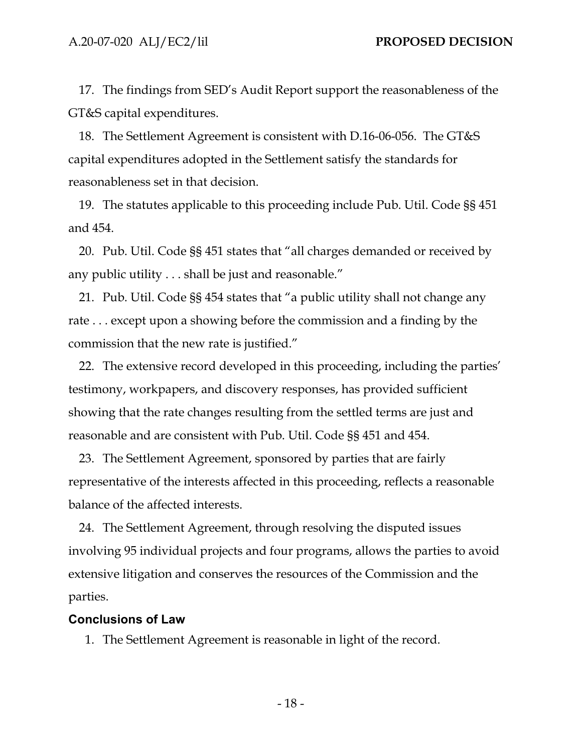17. The findings from SED's Audit Report support the reasonableness of the GT&S capital expenditures.

18. The Settlement Agreement is consistent with D.16-06-056. The GT&S capital expenditures adopted in the Settlement satisfy the standards for reasonableness set in that decision.

19. The statutes applicable to this proceeding include Pub. Util. Code §§ 451 and 454.

20. Pub. Util. Code §§ 451 states that "all charges demanded or received by any public utility . . . shall be just and reasonable."

21. Pub. Util. Code §§ 454 states that "a public utility shall not change any rate . . . except upon a showing before the commission and a finding by the commission that the new rate is justified."

22. The extensive record developed in this proceeding, including the parties' testimony, workpapers, and discovery responses, has provided sufficient showing that the rate changes resulting from the settled terms are just and reasonable and are consistent with Pub. Util. Code §§ 451 and 454.

23. The Settlement Agreement, sponsored by parties that are fairly representative of the interests affected in this proceeding, reflects a reasonable balance of the affected interests.

24. The Settlement Agreement, through resolving the disputed issues involving 95 individual projects and four programs, allows the parties to avoid extensive litigation and conserves the resources of the Commission and the parties.

## Conclusions of Law

1. The Settlement Agreement is reasonable in light of the record.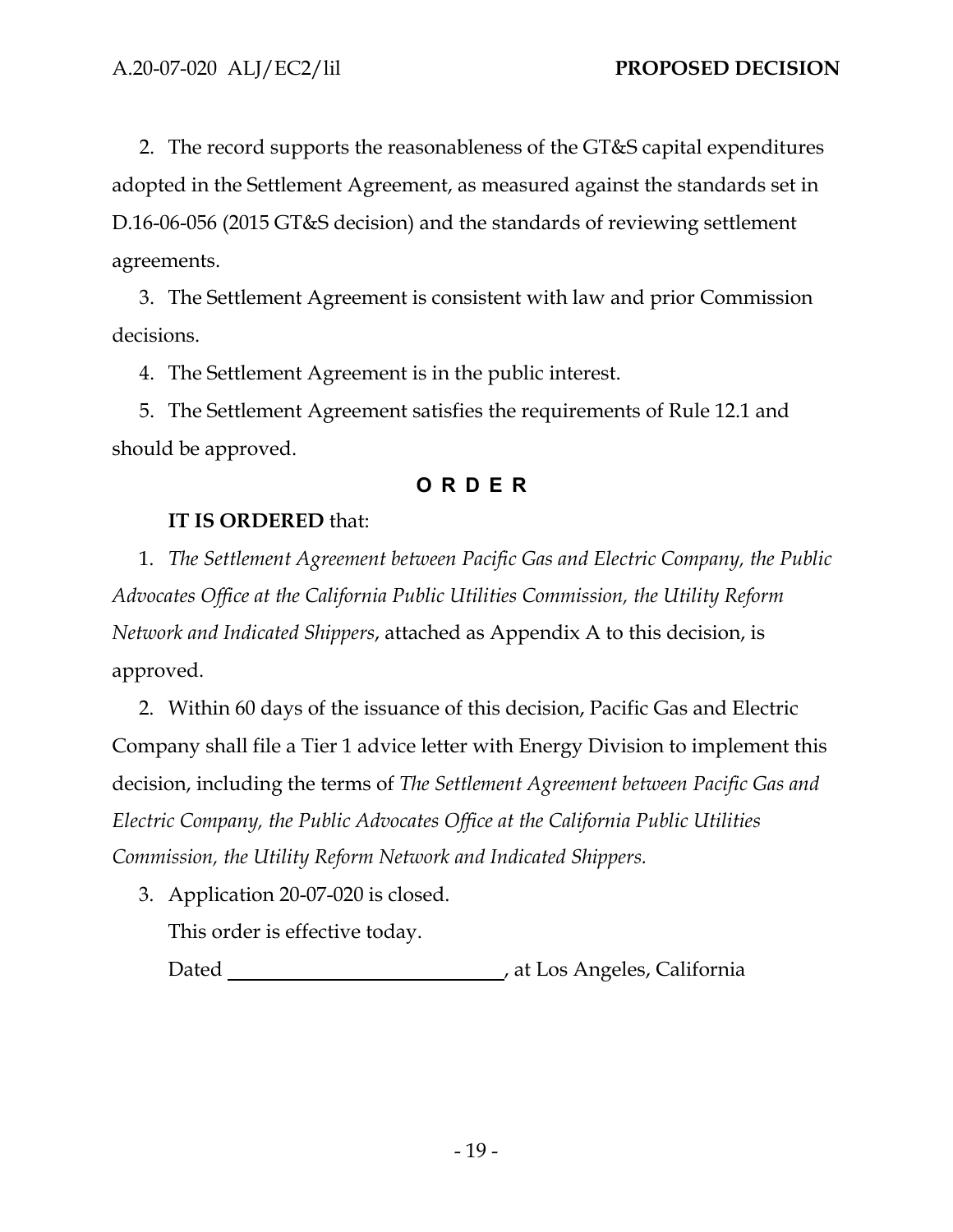2. The record supports the reasonableness of the GT&S capital expenditures adopted in the Settlement Agreement, as measured against the standards set in D.16-06-056 (2015 GT&S decision) and the standards of reviewing settlement agreements.

3. The Settlement Agreement is consistent with law and prior Commission decisions.

4. The Settlement Agreement is in the public interest.

5. The Settlement Agreement satisfies the requirements of Rule 12.1 and should be approved.

## O R D E R

**IT IS ORDERED** that:

1. *The Settlement Agreement between Pacific Gas and Electric Company, the Public Advocates Office at the California Public Utilities Commission, the Utility Reform Network and Indicated Shippers*, attached as Appendix A to this decision, is approved.

2. Within 60 days of the issuance of this decision, Pacific Gas and Electric Company shall file a Tier 1 advice letter with Energy Division to implement this decision, including the terms of *The Settlement Agreement between Pacific Gas and Electric Company, the Public Advocates Office at the California Public Utilities Commission, the Utility Reform Network and Indicated Shippers.*

3. Application 20-07-020 is closed.

This order is effective today.

Dated \_\_\_\_\_\_\_\_\_\_\_\_\_\_\_\_\_\_\_\_\_\_\_\_\_\_\_\_, at Los Angeles, California